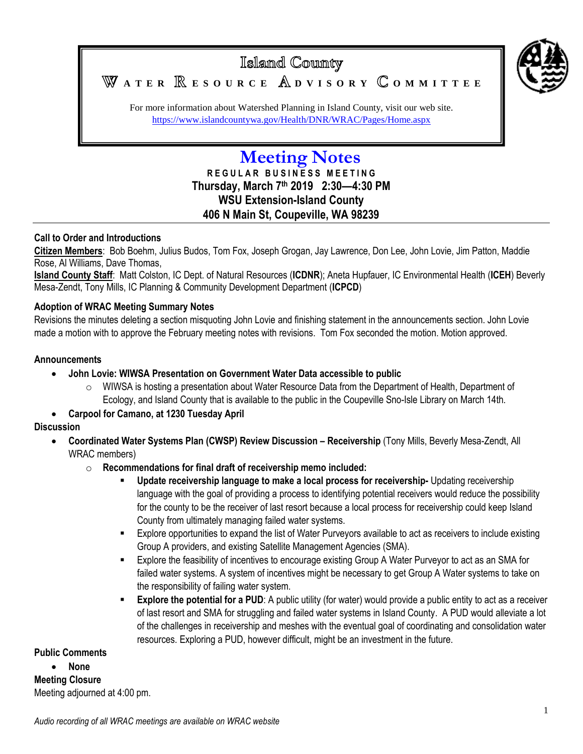# Island County

## Water Resource Advisory Committee

For more information about Watershed Planning in Island County, visit our web site.
https://www.islandcountywa.gov/Health/DNR/WRAC/Pages/Home.aspx

# Meeting Notes

**REGULAR BUSINESS MEETING**
**Thursday, March 7th 2019 2:30—4:30 PM**
**WSU Extension-Island County**
**406 N Main St, Coupeville, WA 98239**

---

**Call to Order and Introductions**

**Citizen Members**: Bob Boehm, Julius Budos, Tom Fox, Joseph Grogan, Jay Lawrence, Don Lee, John Lovie, Jim Patton, Maddie Rose, Al Williams, Dave Thomas,

**Island County Staff**: Matt Colston, IC Dept. of Natural Resources (**ICDNR**); Aneta Hupfauer, IC Environmental Health (**ICEH**) Beverly Mesa-Zendt, Tony Mills, IC Planning & Community Development Department (**ICPCD**)

**Adoption of WRAC Meeting Summary Notes**

Revisions the minutes deleting a section misquoting John Lovie and finishing statement in the announcements section. John Lovie made a motion with to approve the February meeting notes with revisions. Tom Fox seconded the motion. Motion approved.

**Announcements**

- **John Lovie: WIWSA Presentation on Government Water Data accessible to public**
  - WIWSA is hosting a presentation about Water Resource Data from the Department of Health, Department of Ecology, and Island County that is available to the public in the Coupeville Sno-Isle Library on March 14th.
- **Carpool for Camano, at 1230 Tuesday April**

**Discussion**

- **Coordinated Water Systems Plan (CWSP) Review Discussion – Receivership** (Tony Mills, Beverly Mesa-Zendt, All WRAC members)
  - **Recommendations for final draft of receivership memo included:**
    - **Update receivership language to make a local process for receivership-** Updating receivership language with the goal of providing a process to identifying potential receivers would reduce the possibility for the county to be the receiver of last resort because a local process for receivership could keep Island County from ultimately managing failed water systems.
    - Explore opportunities to expand the list of Water Purveyors available to act as receivers to include existing Group A providers, and existing Satellite Management Agencies (SMA).
    - Explore the feasibility of incentives to encourage existing Group A Water Purveyor to act as an SMA for failed water systems. A system of incentives might be necessary to get Group A Water systems to take on the responsibility of failing water system.
    - **Explore the potential for a PUD**: A public utility (for water) would provide a public entity to act as a receiver of last resort and SMA for struggling and failed water systems in Island County. A PUD would alleviate a lot of the challenges in receivership and meshes with the eventual goal of coordinating and consolidation water resources. Exploring a PUD, however difficult, might be an investment in the future.

**Public Comments**

- **None**

**Meeting Closure**

Meeting adjourned at 4:00 pm.

*Audio recording of all WRAC meetings are available on WRAC website*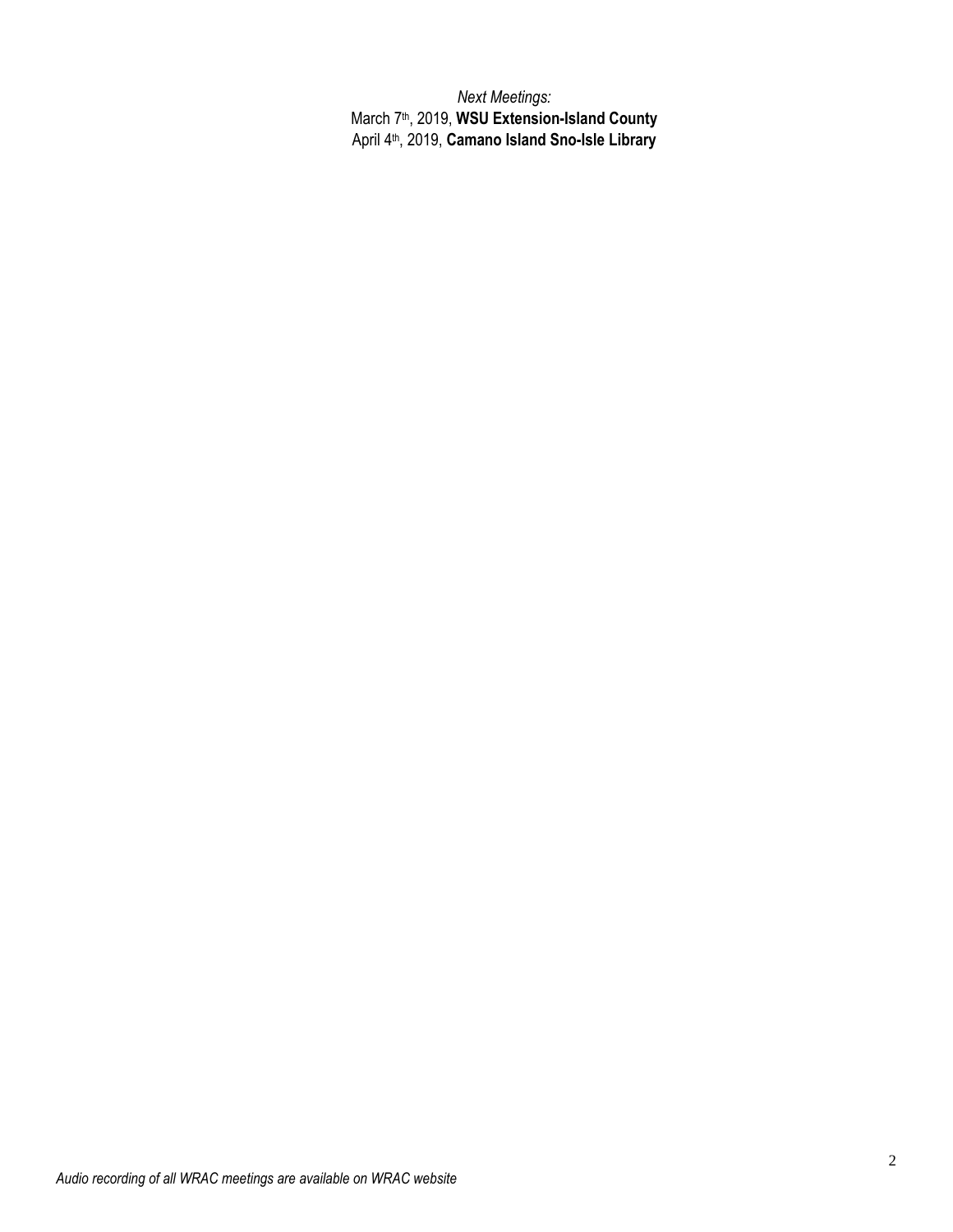*Next Meetings:*
March 7th, 2019, **WSU Extension-Island County**
April 4th, 2019, **Camano Island Sno-Isle Library**

*Audio recording of all WRAC meetings are available on WRAC website*